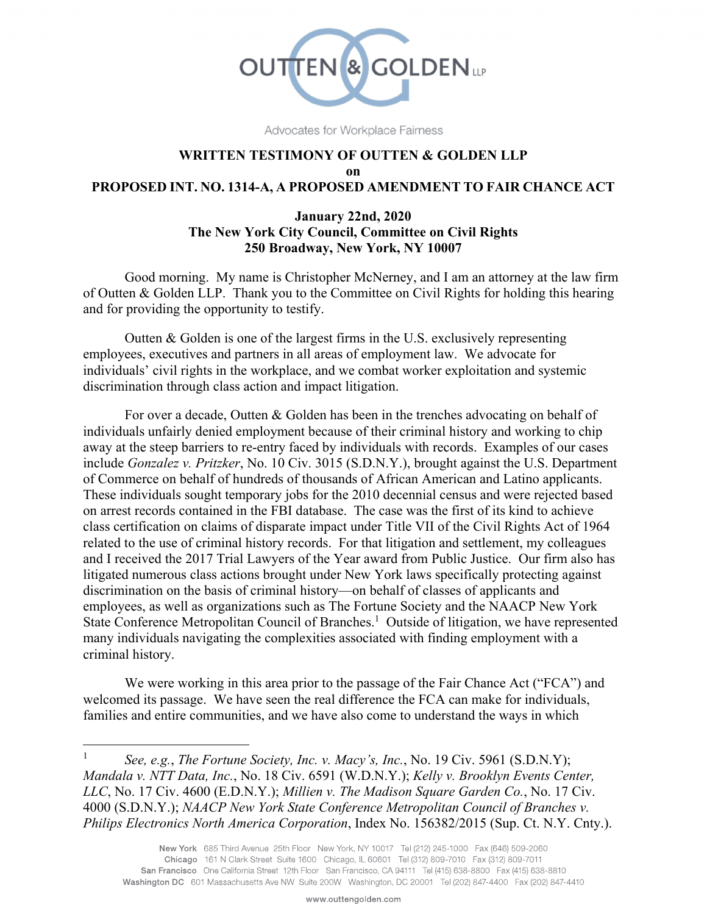OUTTEN & GOLDEN LLP

Advocates for Workplace Fairness

**WRITTEN TESTIMONY OF OUTTEN & GOLDEN LLP**
**on**
**PROPOSED INT. NO. 1314-A, A PROPOSED AMENDMENT TO FAIR CHANCE ACT**

**January 22nd, 2020**
**The New York City Council, Committee on Civil Rights**
**250 Broadway, New York, NY 10007**

Good morning. My name is Christopher McNerney, and I am an attorney at the law firm of Outten & Golden LLP. Thank you to the Committee on Civil Rights for holding this hearing and for providing the opportunity to testify.

Outten & Golden is one of the largest firms in the U.S. exclusively representing employees, executives and partners in all areas of employment law. We advocate for individuals' civil rights in the workplace, and we combat worker exploitation and systemic discrimination through class action and impact litigation.

For over a decade, Outten & Golden has been in the trenches advocating on behalf of individuals unfairly denied employment because of their criminal history and working to chip away at the steep barriers to re-entry faced by individuals with records. Examples of our cases include *Gonzalez v. Pritzker*, No. 10 Civ. 3015 (S.D.N.Y.), brought against the U.S. Department of Commerce on behalf of hundreds of thousands of African American and Latino applicants. These individuals sought temporary jobs for the 2010 decennial census and were rejected based on arrest records contained in the FBI database. The case was the first of its kind to achieve class certification on claims of disparate impact under Title VII of the Civil Rights Act of 1964 related to the use of criminal history records. For that litigation and settlement, my colleagues and I received the 2017 Trial Lawyers of the Year award from Public Justice. Our firm also has litigated numerous class actions brought under New York laws specifically protecting against discrimination on the basis of criminal history—on behalf of classes of applicants and employees, as well as organizations such as The Fortune Society and the NAACP New York State Conference Metropolitan Council of Branches.[1] Outside of litigation, we have represented many individuals navigating the complexities associated with finding employment with a criminal history.

We were working in this area prior to the passage of the Fair Chance Act ("FCA") and welcomed its passage. We have seen the real difference the FCA can make for individuals, families and entire communities, and we have also come to understand the ways in which

---

[1] *See, e.g.*, *The Fortune Society, Inc. v. Macy's, Inc.*, No. 19 Civ. 5961 (S.D.N.Y); *Mandala v. NTT Data, Inc.*, No. 18 Civ. 6591 (W.D.N.Y.); *Kelly v. Brooklyn Events Center, LLC*, No. 17 Civ. 4600 (E.D.N.Y.); *Millien v. The Madison Square Garden Co.*, No. 17 Civ. 4000 (S.D.N.Y.); *NAACP New York State Conference Metropolitan Council of Branches v. Philips Electronics North America Corporation*, Index No. 156382/2015 (Sup. Ct. N.Y. Cnty.).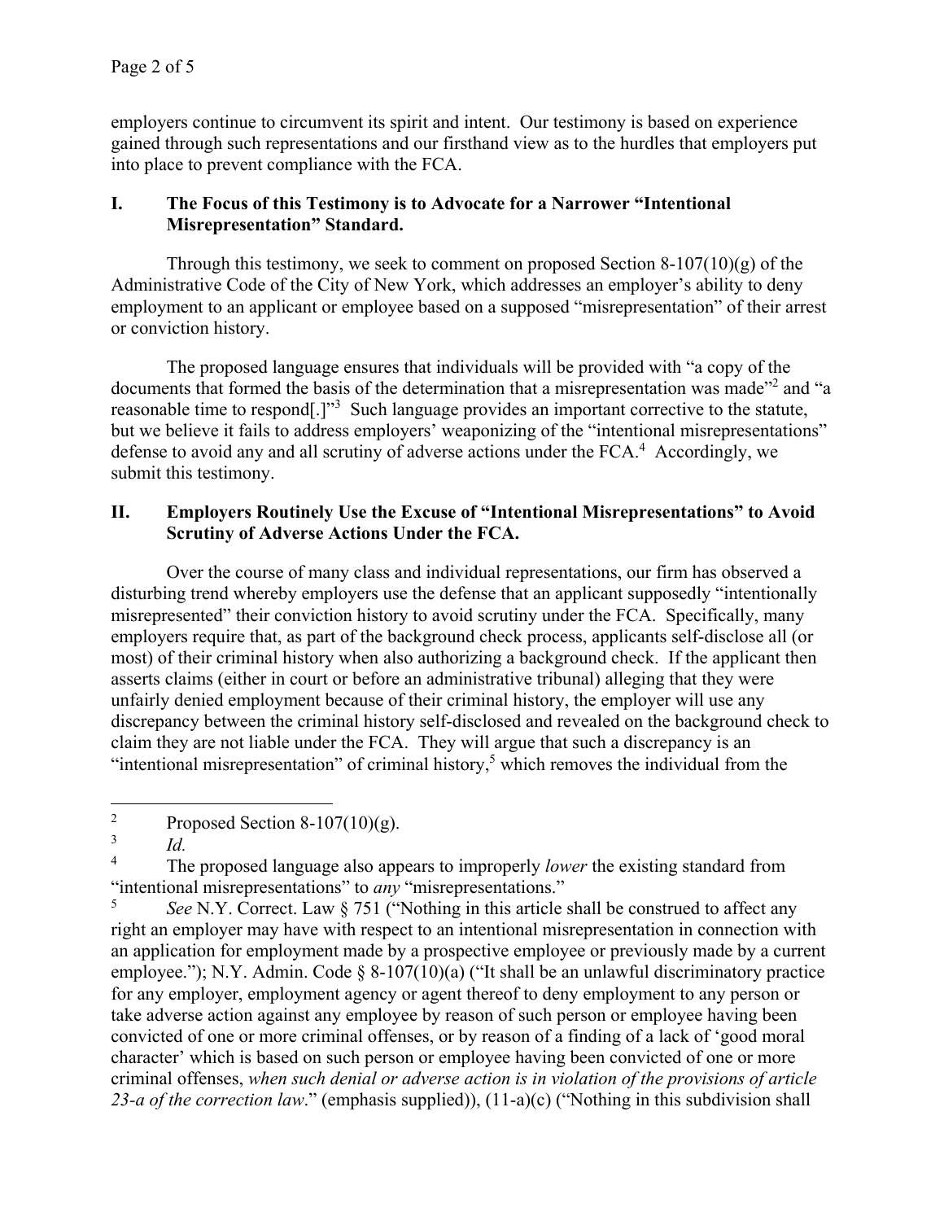employers continue to circumvent its spirit and intent. Our testimony is based on experience gained through such representations and our firsthand view as to the hurdles that employers put into place to prevent compliance with the FCA.

## I. The Focus of this Testimony is to Advocate for a Narrower "Intentional Misrepresentation" Standard.

Through this testimony, we seek to comment on proposed Section 8-107(10)(g) of the Administrative Code of the City of New York, which addresses an employer's ability to deny employment to an applicant or employee based on a supposed "misrepresentation" of their arrest or conviction history.

The proposed language ensures that individuals will be provided with "a copy of the documents that formed the basis of the determination that a misrepresentation was made"[2] and "a reasonable time to respond[.]"[3] Such language provides an important corrective to the statute, but we believe it fails to address employers' weaponizing of the "intentional misrepresentations" defense to avoid any and all scrutiny of adverse actions under the FCA.[4] Accordingly, we submit this testimony.

## II. Employers Routinely Use the Excuse of "Intentional Misrepresentations" to Avoid Scrutiny of Adverse Actions Under the FCA.

Over the course of many class and individual representations, our firm has observed a disturbing trend whereby employers use the defense that an applicant supposedly "intentionally misrepresented" their conviction history to avoid scrutiny under the FCA. Specifically, many employers require that, as part of the background check process, applicants self-disclose all (or most) of their criminal history when also authorizing a background check. If the applicant then asserts claims (either in court or before an administrative tribunal) alleging that they were unfairly denied employment because of their criminal history, the employer will use any discrepancy between the criminal history self-disclosed and revealed on the background check to claim they are not liable under the FCA. They will argue that such a discrepancy is an "intentional misrepresentation" of criminal history,[5] which removes the individual from the

---

[2] Proposed Section 8-107(10)(g).

[3] *Id.*

[4] The proposed language also appears to improperly *lower* the existing standard from "intentional misrepresentations" to *any* "misrepresentations."

[5] *See* N.Y. Correct. Law § 751 ("Nothing in this article shall be construed to affect any right an employer may have with respect to an intentional misrepresentation in connection with an application for employment made by a prospective employee or previously made by a current employee."); N.Y. Admin. Code § 8-107(10)(a) ("It shall be an unlawful discriminatory practice for any employer, employment agency or agent thereof to deny employment to any person or take adverse action against any employee by reason of such person or employee having been convicted of one or more criminal offenses, or by reason of a finding of a lack of 'good moral character' which is based on such person or employee having been convicted of one or more criminal offenses, *when such denial or adverse action is in violation of the provisions of article 23-a of the correction law*." (emphasis supplied)), (11-a)(c) ("Nothing in this subdivision shall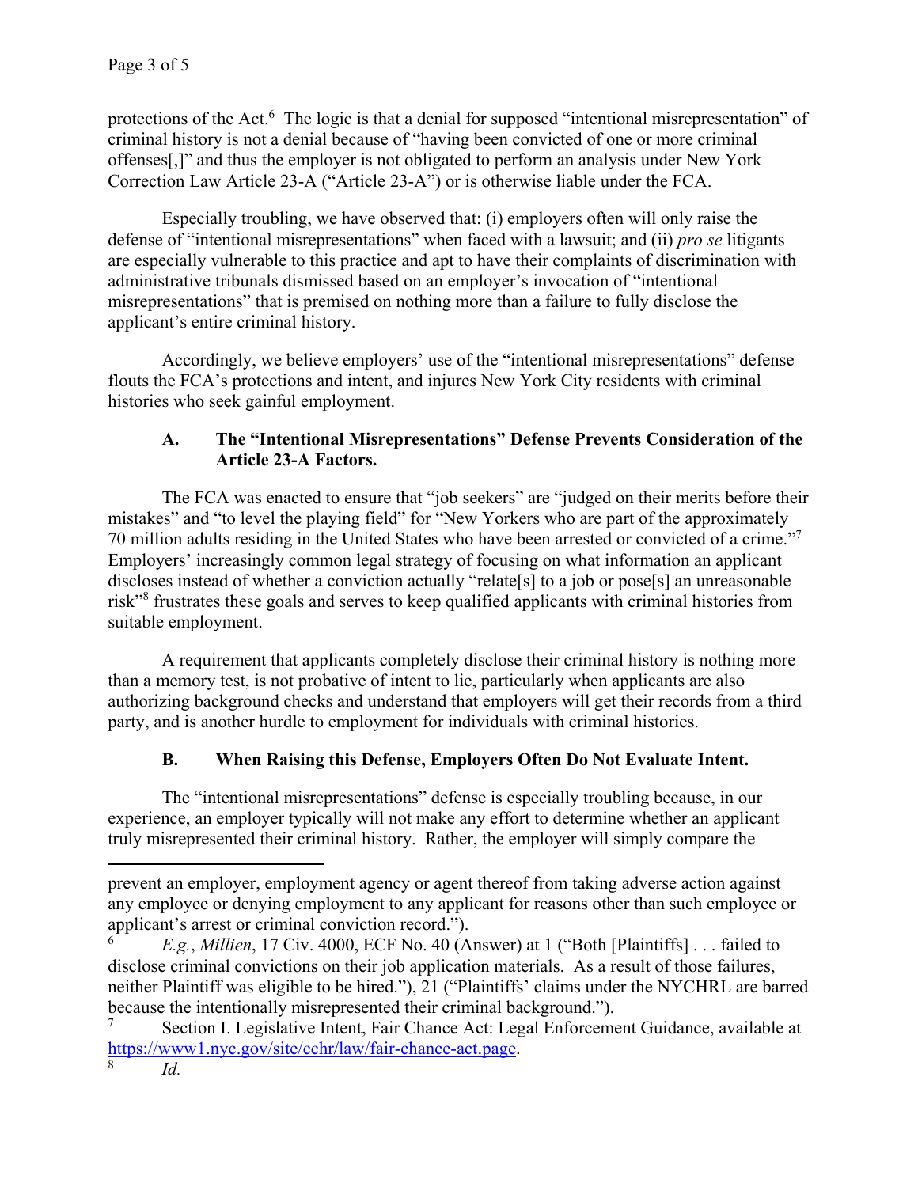protections of the Act.[6] The logic is that a denial for supposed "intentional misrepresentation" of criminal history is not a denial because of "having been convicted of one or more criminal offenses[,]" and thus the employer is not obligated to perform an analysis under New York Correction Law Article 23-A ("Article 23-A") or is otherwise liable under the FCA.

Especially troubling, we have observed that: (i) employers often will only raise the defense of "intentional misrepresentations" when faced with a lawsuit; and (ii) *pro se* litigants are especially vulnerable to this practice and apt to have their complaints of discrimination with administrative tribunals dismissed based on an employer's invocation of "intentional misrepresentations" that is premised on nothing more than a failure to fully disclose the applicant's entire criminal history.

Accordingly, we believe employers' use of the "intentional misrepresentations" defense flouts the FCA's protections and intent, and injures New York City residents with criminal histories who seek gainful employment.

### A. The "Intentional Misrepresentations" Defense Prevents Consideration of the Article 23-A Factors.

The FCA was enacted to ensure that "job seekers" are "judged on their merits before their mistakes" and "to level the playing field" for "New Yorkers who are part of the approximately 70 million adults residing in the United States who have been arrested or convicted of a crime."[7] Employers' increasingly common legal strategy of focusing on what information an applicant discloses instead of whether a conviction actually "relate[s] to a job or pose[s] an unreasonable risk"[8] frustrates these goals and serves to keep qualified applicants with criminal histories from suitable employment.

A requirement that applicants completely disclose their criminal history is nothing more than a memory test, is not probative of intent to lie, particularly when applicants are also authorizing background checks and understand that employers will get their records from a third party, and is another hurdle to employment for individuals with criminal histories.

### B. When Raising this Defense, Employers Often Do Not Evaluate Intent.

The "intentional misrepresentations" defense is especially troubling because, in our experience, an employer typically will not make any effort to determine whether an applicant truly misrepresented their criminal history. Rather, the employer will simply compare the

---

prevent an employer, employment agency or agent thereof from taking adverse action against any employee or denying employment to any applicant for reasons other than such employee or applicant's arrest or criminal conviction record.").

[6] *E.g.*, *Millien*, 17 Civ. 4000, ECF No. 40 (Answer) at 1 ("Both [Plaintiffs] . . . failed to disclose criminal convictions on their job application materials. As a result of those failures, neither Plaintiff was eligible to be hired."), 21 ("Plaintiffs' claims under the NYCHRL are barred because the intentionally misrepresented their criminal background.").

[7] Section I. Legislative Intent, Fair Chance Act: Legal Enforcement Guidance, available at https://www1.nyc.gov/site/cchr/law/fair-chance-act.page.

[8] *Id.*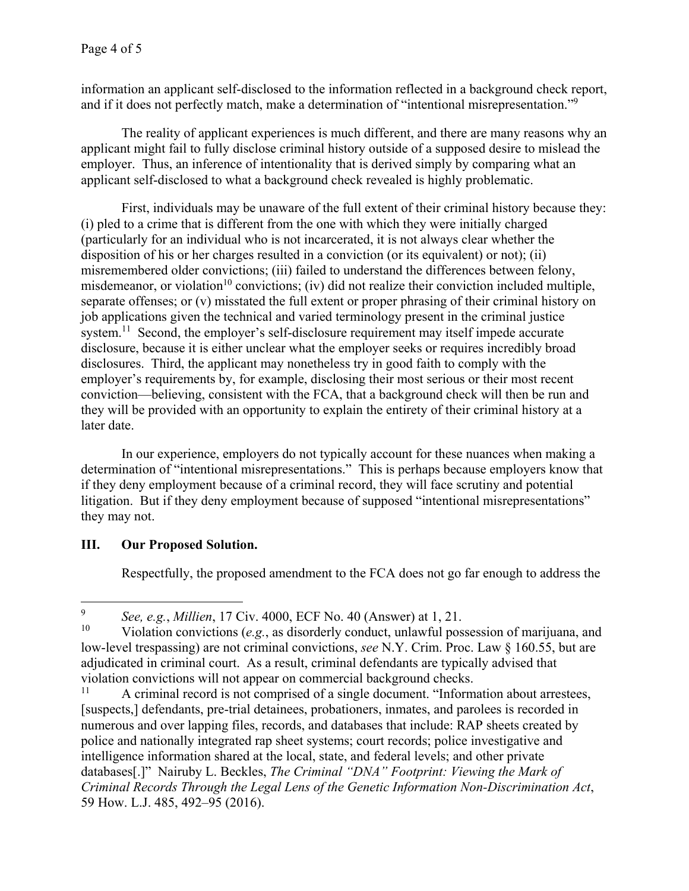information an applicant self-disclosed to the information reflected in a background check report, and if it does not perfectly match, make a determination of "intentional misrepresentation."[9]

The reality of applicant experiences is much different, and there are many reasons why an applicant might fail to fully disclose criminal history outside of a supposed desire to mislead the employer. Thus, an inference of intentionality that is derived simply by comparing what an applicant self-disclosed to what a background check revealed is highly problematic.

First, individuals may be unaware of the full extent of their criminal history because they: (i) pled to a crime that is different from the one with which they were initially charged (particularly for an individual who is not incarcerated, it is not always clear whether the disposition of his or her charges resulted in a conviction (or its equivalent) or not); (ii) misremembered older convictions; (iii) failed to understand the differences between felony, misdemeanor, or violation[10] convictions; (iv) did not realize their conviction included multiple, separate offenses; or (v) misstated the full extent or proper phrasing of their criminal history on job applications given the technical and varied terminology present in the criminal justice system.[11] Second, the employer's self-disclosure requirement may itself impede accurate disclosure, because it is either unclear what the employer seeks or requires incredibly broad disclosures. Third, the applicant may nonetheless try in good faith to comply with the employer's requirements by, for example, disclosing their most serious or their most recent conviction—believing, consistent with the FCA, that a background check will then be run and they will be provided with an opportunity to explain the entirety of their criminal history at a later date.

In our experience, employers do not typically account for these nuances when making a determination of "intentional misrepresentations." This is perhaps because employers know that if they deny employment because of a criminal record, they will face scrutiny and potential litigation. But if they deny employment because of supposed "intentional misrepresentations" they may not.

## III. Our Proposed Solution.

Respectfully, the proposed amendment to the FCA does not go far enough to address the

---

[9] *See, e.g.*, *Millien*, 17 Civ. 4000, ECF No. 40 (Answer) at 1, 21.

[10] Violation convictions (*e.g.*, as disorderly conduct, unlawful possession of marijuana, and low-level trespassing) are not criminal convictions, *see* N.Y. Crim. Proc. Law § 160.55, but are adjudicated in criminal court. As a result, criminal defendants are typically advised that violation convictions will not appear on commercial background checks.

[11] A criminal record is not comprised of a single document. "Information about arrestees, [suspects,] defendants, pre-trial detainees, probationers, inmates, and parolees is recorded in numerous and over lapping files, records, and databases that include: RAP sheets created by police and nationally integrated rap sheet systems; court records; police investigative and intelligence information shared at the local, state, and federal levels; and other private databases[.]" Nairuby L. Beckles, *The Criminal "DNA" Footprint: Viewing the Mark of Criminal Records Through the Legal Lens of the Genetic Information Non-Discrimination Act*, 59 How. L.J. 485, 492–95 (2016).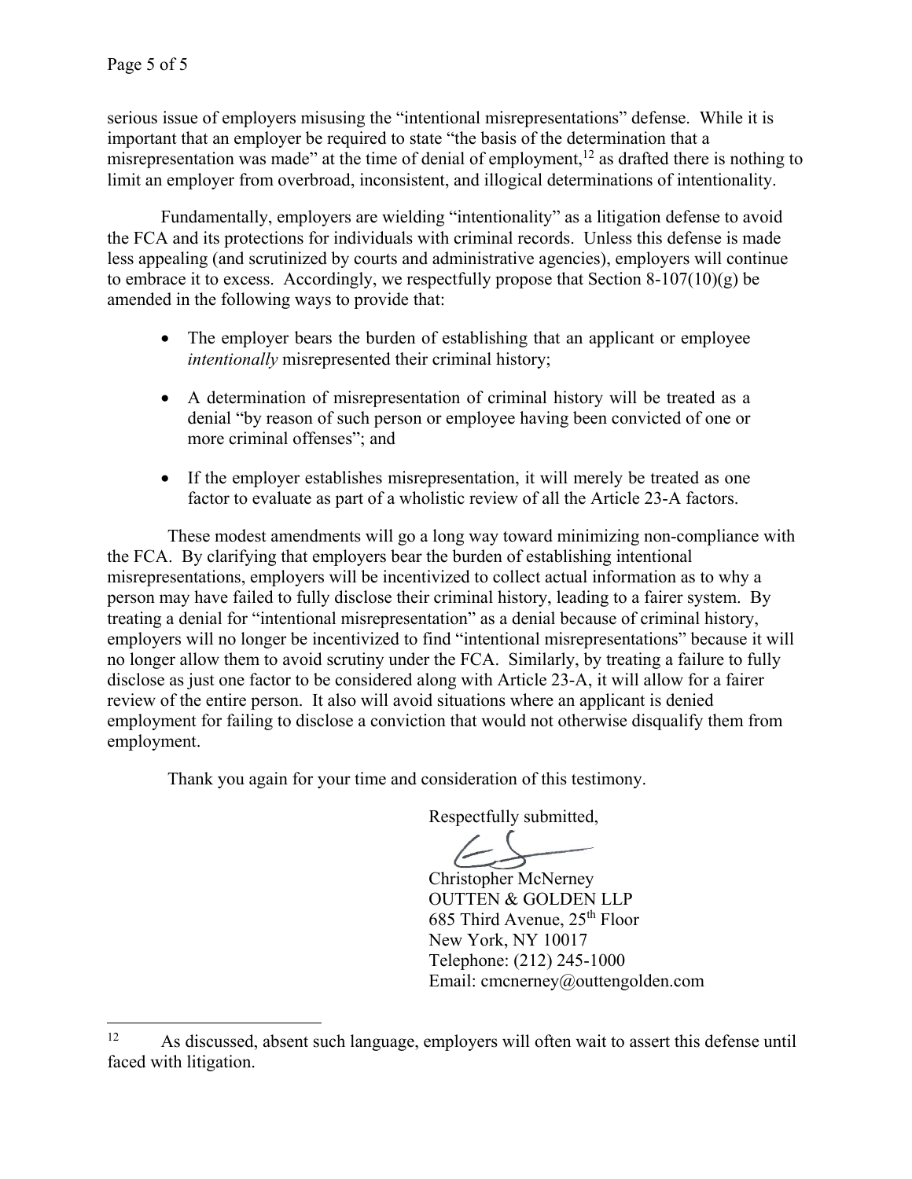serious issue of employers misusing the "intentional misrepresentations" defense. While it is important that an employer be required to state "the basis of the determination that a misrepresentation was made" at the time of denial of employment,[12] as drafted there is nothing to limit an employer from overbroad, inconsistent, and illogical determinations of intentionality.

Fundamentally, employers are wielding "intentionality" as a litigation defense to avoid the FCA and its protections for individuals with criminal records. Unless this defense is made less appealing (and scrutinized by courts and administrative agencies), employers will continue to embrace it to excess. Accordingly, we respectfully propose that Section 8-107(10)(g) be amended in the following ways to provide that:

- The employer bears the burden of establishing that an applicant or employee *intentionally* misrepresented their criminal history;
- A determination of misrepresentation of criminal history will be treated as a denial "by reason of such person or employee having been convicted of one or more criminal offenses"; and
- If the employer establishes misrepresentation, it will merely be treated as one factor to evaluate as part of a wholistic review of all the Article 23-A factors.

These modest amendments will go a long way toward minimizing non-compliance with the FCA. By clarifying that employers bear the burden of establishing intentional misrepresentations, employers will be incentivized to collect actual information as to why a person may have failed to fully disclose their criminal history, leading to a fairer system. By treating a denial for "intentional misrepresentation" as a denial because of criminal history, employers will no longer be incentivized to find "intentional misrepresentations" because it will no longer allow them to avoid scrutiny under the FCA. Similarly, by treating a failure to fully disclose as just one factor to be considered along with Article 23-A, it will allow for a fairer review of the entire person. It also will avoid situations where an applicant is denied employment for failing to disclose a conviction that would not otherwise disqualify them from employment.

Thank you again for your time and consideration of this testimony.

Respectfully submitted,

Christopher McNerney
OUTTEN & GOLDEN LLP
685 Third Avenue, 25th Floor
New York, NY 10017
Telephone: (212) 245-1000
Email: cmcnerney@outtengolden.com

---

[12] As discussed, absent such language, employers will often wait to assert this defense until faced with litigation.